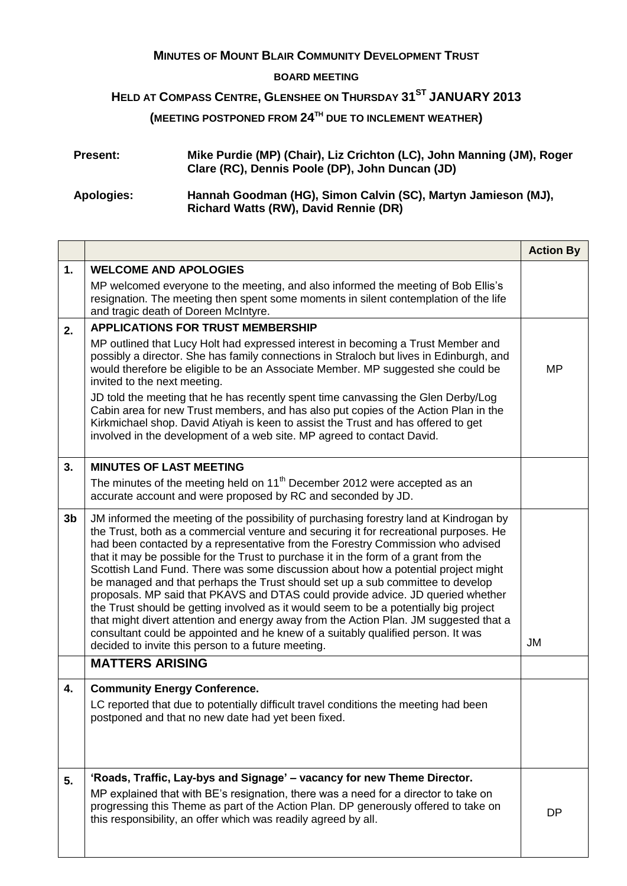**MINUTES OF MOUNT BLAIR COMMUNITY DEVELOPMENT TRUST**

**BOARD MEETING**

**HELD AT COMPASS CENTRE, GLENSHEE ON THURSDAY 31ST JANUARY 2013**

**(MEETING POSTPONED FROM 24TH DUE TO INCLEMENT WEATHER)**

**Present:** Mike Purdie (MP) (Chair), Liz Crichton (LC), John Manning (JM), Roger Clare (RC), Dennis Poole (DP), John Duncan (JD)

**Apologies:** Hannah Goodman (HG), Simon Calvin (SC), Martyn Jamieson (MJ), Richard Watts (RW), David Rennie (DR)

| | | Action By |
|---|---|---|
| 1. | **WELCOME AND APOLOGIES**<br>MP welcomed everyone to the meeting, and also informed the meeting of Bob Ellis's resignation. The meeting then spent some moments in silent contemplation of the life and tragic death of Doreen McIntyre. | |
| 2. | **APPLICATIONS FOR TRUST MEMBERSHIP**<br>MP outlined that Lucy Holt had expressed interest in becoming a Trust Member and possibly a director. She has family connections in Straloch but lives in Edinburgh, and would therefore be eligible to be an Associate Member. MP suggested she could be invited to the next meeting.<br>JD told the meeting that he has recently spent time canvassing the Glen Derby/Log Cabin area for new Trust members, and has also put copies of the Action Plan in the Kirkmichael shop. David Atiyah is keen to assist the Trust and has offered to get involved in the development of a web site. MP agreed to contact David. | MP |
| 3. | **MINUTES OF LAST MEETING**<br>The minutes of the meeting held on 11th December 2012 were accepted as an accurate account and were proposed by RC and seconded by JD. | |
| 3b | JM informed the meeting of the possibility of purchasing forestry land at Kindrogan by the Trust, both as a commercial venture and securing it for recreational purposes. He had been contacted by a representative from the Forestry Commission who advised that it may be possible for the Trust to purchase it in the form of a grant from the Scottish Land Fund. There was some discussion about how a potential project might be managed and that perhaps the Trust should set up a sub committee to develop proposals. MP said that PKAVS and DTAS could provide advice. JD queried whether the Trust should be getting involved as it would seem to be a potentially big project that might divert attention and energy away from the Action Plan. JM suggested that a consultant could be appointed and he knew of a suitably qualified person. It was decided to invite this person to a future meeting. | JM |
| | **MATTERS ARISING** | |
| 4. | **Community Energy Conference.**<br>LC reported that due to potentially difficult travel conditions the meeting had been postponed and that no new date had yet been fixed. | |
| 5. | **'Roads, Traffic, Lay-bys and Signage' – vacancy for new Theme Director.**<br>MP explained that with BE's resignation, there was a need for a director to take on progressing this Theme as part of the Action Plan. DP generously offered to take on this responsibility, an offer which was readily agreed by all. | DP |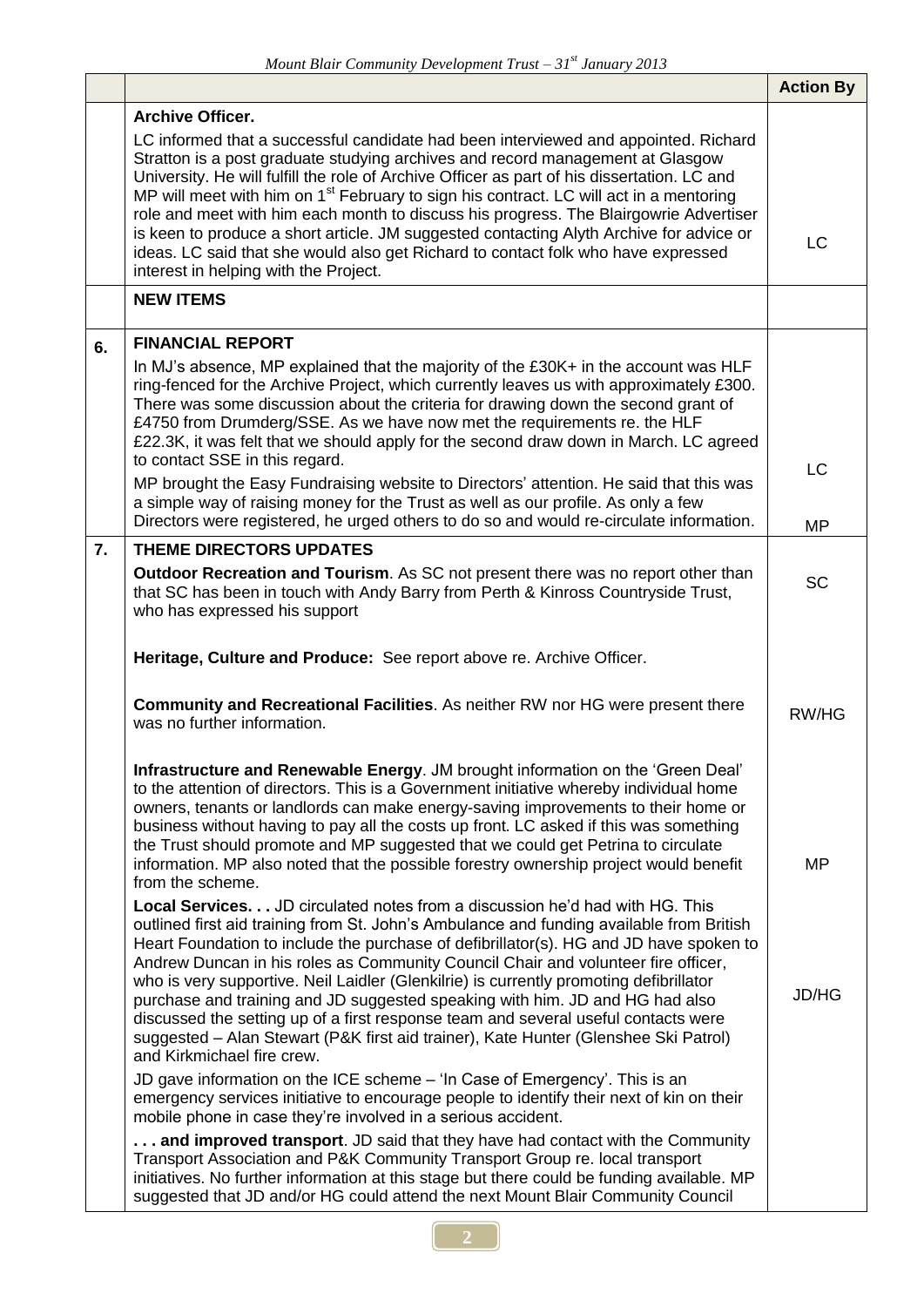| | | Action By |
|---|---|---|
| | **Archive Officer.**<br>LC informed that a successful candidate had been interviewed and appointed. Richard Stratton is a post graduate studying archives and record management at Glasgow University. He will fulfill the role of Archive Officer as part of his dissertation. LC and MP will meet with him on 1st February to sign his contract. LC will act in a mentoring role and meet with him each month to discuss his progress. The Blairgowrie Advertiser is keen to produce a short article. JM suggested contacting Alyth Archive for advice or ideas. LC said that she would also get Richard to contact folk who have expressed interest in helping with the Project. | LC |
| | **NEW ITEMS** | |
| 6. | **FINANCIAL REPORT**<br>In MJ's absence, MP explained that the majority of the £30K+ in the account was HLF ring-fenced for the Archive Project, which currently leaves us with approximately £300. There was some discussion about the criteria for drawing down the second grant of £4750 from Drumderg/SSE. As we have now met the requirements re. the HLF £22.3K, it was felt that we should apply for the second draw down in March. LC agreed to contact SSE in this regard.<br>MP brought the Easy Fundraising website to Directors' attention. He said that this was a simple way of raising money for the Trust as well as our profile. As only a few Directors were registered, he urged others to do so and would re-circulate information. | LC<br><br>MP |
| 7. | **THEME DIRECTORS UPDATES**<br>**Outdoor Recreation and Tourism**. As SC not present there was no report other than that SC has been in touch with Andy Barry from Perth & Kinross Countryside Trust, who has expressed his support | SC |
| | **Heritage, Culture and Produce:** See report above re. Archive Officer. | |
| | **Community and Recreational Facilities**. As neither RW nor HG were present there was no further information. | RW/HG |
| | **Infrastructure and Renewable Energy**. JM brought information on the 'Green Deal' to the attention of directors. This is a Government initiative whereby individual home owners, tenants or landlords can make energy-saving improvements to their home or business without having to pay all the costs up front. LC asked if this was something the Trust should promote and MP suggested that we could get Petrina to circulate information. MP also noted that the possible forestry ownership project would benefit from the scheme. | MP |
| | **Local Services. . .** JD circulated notes from a discussion he'd had with HG. This outlined first aid training from St. John's Ambulance and funding available from British Heart Foundation to include the purchase of defibrillator(s). HG and JD have spoken to Andrew Duncan in his roles as Community Council Chair and volunteer fire officer, who is very supportive. Neil Laidler (Glenkilrie) is currently promoting defibrillator purchase and training and JD suggested speaking with him. JD and HG had also discussed the setting up of a first response team and several useful contacts were suggested – Alan Stewart (P&K first aid trainer), Kate Hunter (Glenshee Ski Patrol) and Kirkmichael fire crew.<br>JD gave information on the ICE scheme – 'In Case of Emergency'. This is an emergency services initiative to encourage people to identify their next of kin on their mobile phone in case they're involved in a serious accident.<br>**. . . and improved transport**. JD said that they have had contact with the Community Transport Association and P&K Community Transport Group re. local transport initiatives. No further information at this stage but there could be funding available. MP suggested that JD and/or HG could attend the next Mount Blair Community Council | JD/HG |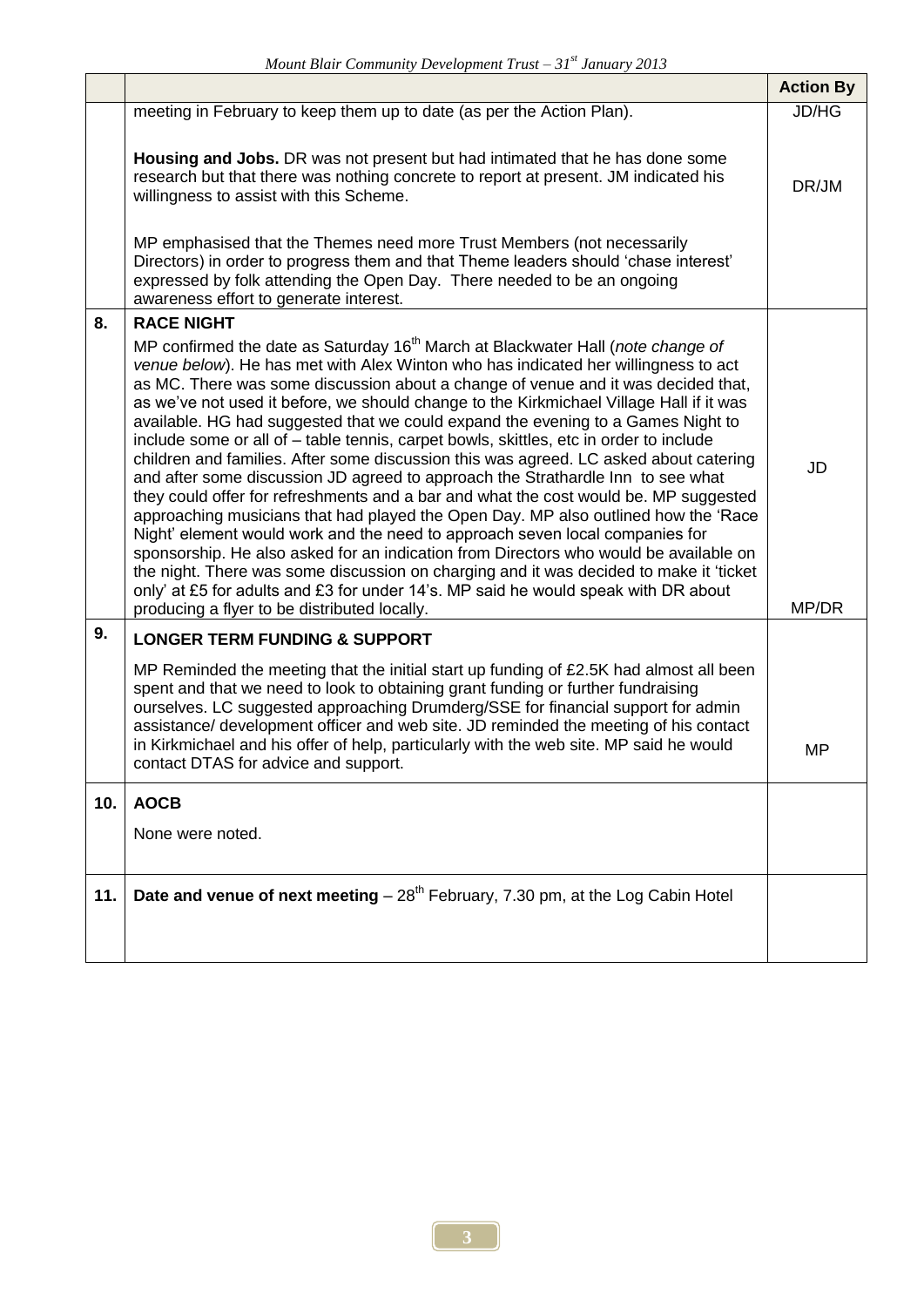| | | Action By |
|---|---|---|
| | meeting in February to keep them up to date (as per the Action Plan). | JD/HG |
| | **Housing and Jobs.** DR was not present but had intimated that he has done some research but that there was nothing concrete to report at present. JM indicated his willingness to assist with this Scheme. | DR/JM |
| | MP emphasised that the Themes need more Trust Members (not necessarily Directors) in order to progress them and that Theme leaders should 'chase interest' expressed by folk attending the Open Day. There needed to be an ongoing awareness effort to generate interest. | |
| **8.** | **RACE NIGHT**<br>MP confirmed the date as Saturday 16th March at Blackwater Hall (*note change of venue below*). He has met with Alex Winton who has indicated her willingness to act as MC. There was some discussion about a change of venue and it was decided that, as we've not used it before, we should change to the Kirkmichael Village Hall if it was available. HG had suggested that we could expand the evening to a Games Night to include some or all of – table tennis, carpet bowls, skittles, etc in order to include children and families. After some discussion this was agreed. LC asked about catering and after some discussion JD agreed to approach the Strathardle Inn to see what they could offer for refreshments and a bar and what the cost would be. MP suggested approaching musicians that had played the Open Day. MP also outlined how the 'Race Night' element would work and the need to approach seven local companies for sponsorship. He also asked for an indication from Directors who would be available on the night. There was some discussion on charging and it was decided to make it 'ticket only' at £5 for adults and £3 for under 14's. MP said he would speak with DR about producing a flyer to be distributed locally. | JD<br><br>MP/DR |
| **9.** | **LONGER TERM FUNDING & SUPPORT**<br>MP Reminded the meeting that the initial start up funding of £2.5K had almost all been spent and that we need to look to obtaining grant funding or further fundraising ourselves. LC suggested approaching Drumderg/SSE for financial support for admin assistance/ development officer and web site. JD reminded the meeting of his contact in Kirkmichael and his offer of help, particularly with the web site. MP said he would contact DTAS for advice and support. | MP |
| **10.** | **AOCB**<br>None were noted. | |
| **11.** | **Date and venue of next meeting** – 28th February, 7.30 pm, at the Log Cabin Hotel | |